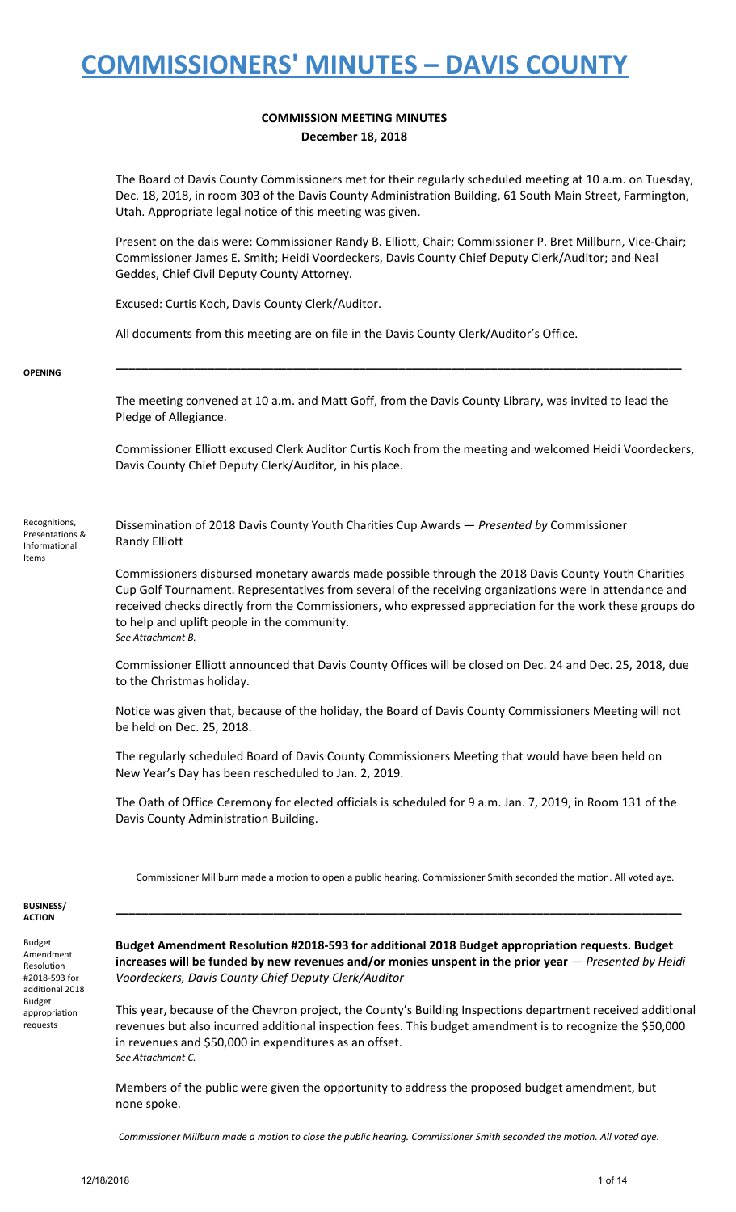# COMMISSIONERS' MINUTES – DAVIS COUNTY

**COMMISSION MEETING MINUTES**
**December 18, 2018**

The Board of Davis County Commissioners met for their regularly scheduled meeting at 10 a.m. on Tuesday, Dec. 18, 2018, in room 303 of the Davis County Administration Building, 61 South Main Street, Farmington, Utah. Appropriate legal notice of this meeting was given.

Present on the dais were: Commissioner Randy B. Elliott, Chair; Commissioner P. Bret Millburn, Vice-Chair; Commissioner James E. Smith; Heidi Voordeckers, Davis County Chief Deputy Clerk/Auditor; and Neal Geddes, Chief Civil Deputy County Attorney.

Excused: Curtis Koch, Davis County Clerk/Auditor.

All documents from this meeting are on file in the Davis County Clerk/Auditor's Office.

---

**OPENING**

The meeting convened at 10 a.m. and Matt Goff, from the Davis County Library, was invited to lead the Pledge of Allegiance.

Commissioner Elliott excused Clerk Auditor Curtis Koch from the meeting and welcomed Heidi Voordeckers, Davis County Chief Deputy Clerk/Auditor, in his place.

**Recognitions, Presentations & Informational Items**

Dissemination of 2018 Davis County Youth Charities Cup Awards — *Presented by* Commissioner Randy Elliott

Commissioners disbursed monetary awards made possible through the 2018 Davis County Youth Charities Cup Golf Tournament. Representatives from several of the receiving organizations were in attendance and received checks directly from the Commissioners, who expressed appreciation for the work these groups do to help and uplift people in the community.
*See Attachment B.*

Commissioner Elliott announced that Davis County Offices will be closed on Dec. 24 and Dec. 25, 2018, due to the Christmas holiday.

Notice was given that, because of the holiday, the Board of Davis County Commissioners Meeting will not be held on Dec. 25, 2018.

The regularly scheduled Board of Davis County Commissioners Meeting that would have been held on New Year's Day has been rescheduled to Jan. 2, 2019.

The Oath of Office Ceremony for elected officials is scheduled for 9 a.m. Jan. 7, 2019, in Room 131 of the Davis County Administration Building.

Commissioner Millburn made a motion to open a public hearing. Commissioner Smith seconded the motion. All voted aye.

---

**BUSINESS/ ACTION**

**Budget Amendment Resolution #2018-593 for additional 2018 Budget appropriation requests**

**Budget Amendment Resolution #2018-593 for additional 2018 Budget appropriation requests. Budget increases will be funded by new revenues and/or monies unspent in the prior year** — *Presented by Heidi Voordeckers, Davis County Chief Deputy Clerk/Auditor*

This year, because of the Chevron project, the County's Building Inspections department received additional revenues but also incurred additional inspection fees. This budget amendment is to recognize the $50,000 in revenues and $50,000 in expenditures as an offset.
*See Attachment C.*

Members of the public were given the opportunity to address the proposed budget amendment, but none spoke.

*Commissioner Millburn made a motion to close the public hearing. Commissioner Smith seconded the motion. All voted aye.*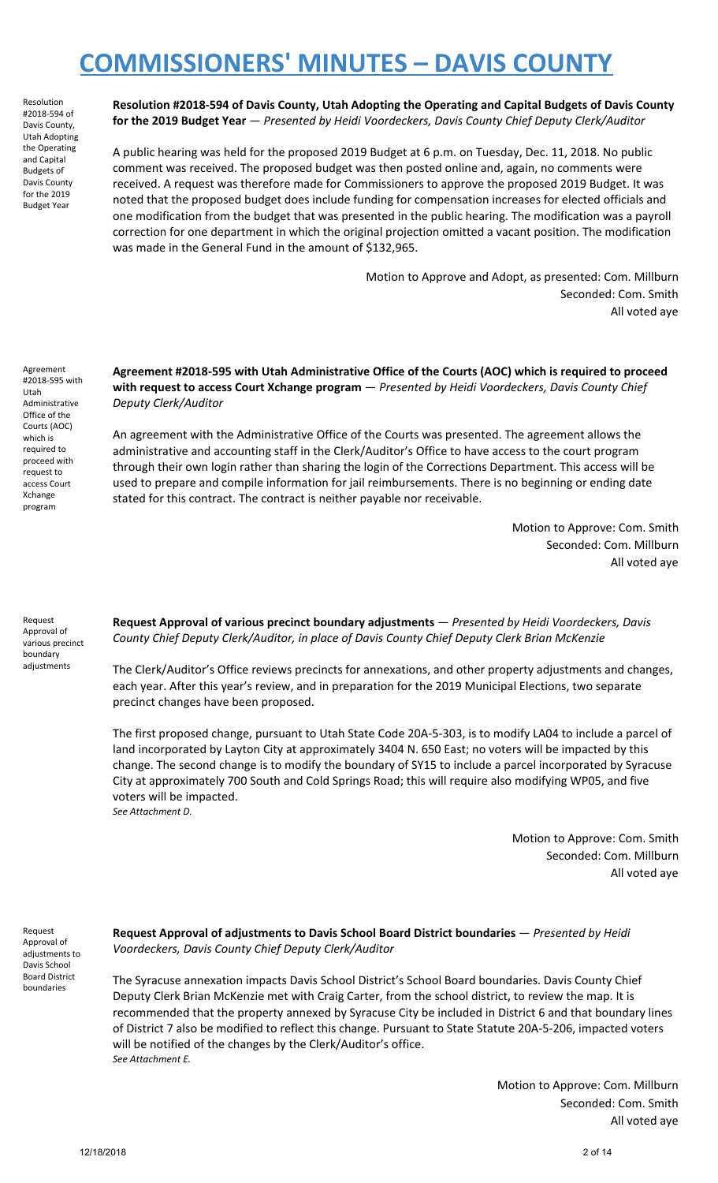# COMMISSIONERS' MINUTES – DAVIS COUNTY

Resolution #2018-594 of Davis County, Utah Adopting the Operating and Capital Budgets of Davis County for the 2019 Budget Year

**Resolution #2018-594 of Davis County, Utah Adopting the Operating and Capital Budgets of Davis County for the 2019 Budget Year** — *Presented by Heidi Voordeckers, Davis County Chief Deputy Clerk/Auditor*

A public hearing was held for the proposed 2019 Budget at 6 p.m. on Tuesday, Dec. 11, 2018. No public comment was received. The proposed budget was then posted online and, again, no comments were received. A request was therefore made for Commissioners to approve the proposed 2019 Budget. It was noted that the proposed budget does include funding for compensation increases for elected officials and one modification from the budget that was presented in the public hearing. The modification was a payroll correction for one department in which the original projection omitted a vacant position. The modification was made in the General Fund in the amount of $132,965.

Motion to Approve and Adopt, as presented: Com. Millburn
Seconded: Com. Smith
All voted aye

Agreement #2018-595 with Utah Administrative Office of the Courts (AOC) which is required to proceed with request to access Court Xchange program

**Agreement #2018-595 with Utah Administrative Office of the Courts (AOC) which is required to proceed with request to access Court Xchange program** — *Presented by Heidi Voordeckers, Davis County Chief Deputy Clerk/Auditor*

An agreement with the Administrative Office of the Courts was presented. The agreement allows the administrative and accounting staff in the Clerk/Auditor's Office to have access to the court program through their own login rather than sharing the login of the Corrections Department. This access will be used to prepare and compile information for jail reimbursements. There is no beginning or ending date stated for this contract. The contract is neither payable nor receivable.

Motion to Approve: Com. Smith
Seconded: Com. Millburn
All voted aye

Request Approval of various precinct boundary adjustments

**Request Approval of various precinct boundary adjustments** — *Presented by Heidi Voordeckers, Davis County Chief Deputy Clerk/Auditor, in place of Davis County Chief Deputy Clerk Brian McKenzie*

The Clerk/Auditor's Office reviews precincts for annexations, and other property adjustments and changes, each year. After this year's review, and in preparation for the 2019 Municipal Elections, two separate precinct changes have been proposed.

The first proposed change, pursuant to Utah State Code 20A-5-303, is to modify LA04 to include a parcel of land incorporated by Layton City at approximately 3404 N. 650 East; no voters will be impacted by this change. The second change is to modify the boundary of SY15 to include a parcel incorporated by Syracuse City at approximately 700 South and Cold Springs Road; this will require also modifying WP05, and five voters will be impacted.
*See Attachment D.*

Motion to Approve: Com. Smith
Seconded: Com. Millburn
All voted aye

Request Approval of adjustments to Davis School Board District boundaries

**Request Approval of adjustments to Davis School Board District boundaries** — *Presented by Heidi Voordeckers, Davis County Chief Deputy Clerk/Auditor*

The Syracuse annexation impacts Davis School District's School Board boundaries. Davis County Chief Deputy Clerk Brian McKenzie met with Craig Carter, from the school district, to review the map. It is recommended that the property annexed by Syracuse City be included in District 6 and that boundary lines of District 7 also be modified to reflect this change. Pursuant to State Statute 20A-5-206, impacted voters will be notified of the changes by the Clerk/Auditor's office.
*See Attachment E.*

Motion to Approve: Com. Millburn
Seconded: Com. Smith
All voted aye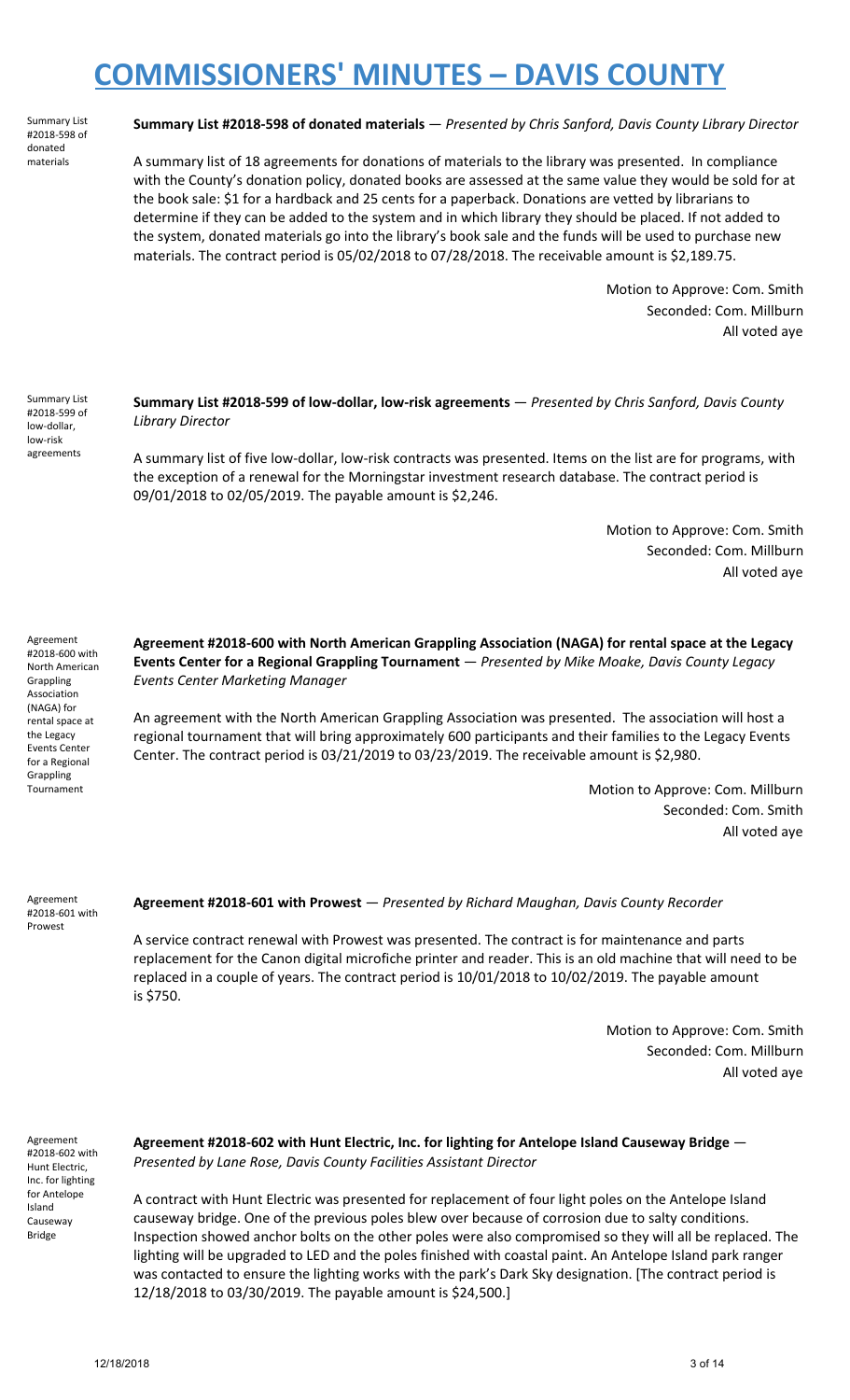# COMMISSIONERS' MINUTES – DAVIS COUNTY

Summary List #2018-598 of donated materials

**Summary List #2018-598 of donated materials** — *Presented by Chris Sanford, Davis County Library Director*

A summary list of 18 agreements for donations of materials to the library was presented. In compliance with the County's donation policy, donated books are assessed at the same value they would be sold for at the book sale: $1 for a hardback and 25 cents for a paperback. Donations are vetted by librarians to determine if they can be added to the system and in which library they should be placed. If not added to the system, donated materials go into the library's book sale and the funds will be used to purchase new materials. The contract period is 05/02/2018 to 07/28/2018. The receivable amount is $2,189.75.

Motion to Approve: Com. Smith
Seconded: Com. Millburn
All voted aye

Summary List #2018-599 of low-dollar, low-risk agreements

**Summary List #2018-599 of low-dollar, low-risk agreements** — *Presented by Chris Sanford, Davis County Library Director*

A summary list of five low-dollar, low-risk contracts was presented. Items on the list are for programs, with the exception of a renewal for the Morningstar investment research database. The contract period is 09/01/2018 to 02/05/2019. The payable amount is $2,246.

Motion to Approve: Com. Smith
Seconded: Com. Millburn
All voted aye

Agreement #2018-600 with North American Grappling Association (NAGA) for rental space at the Legacy Events Center for a Regional Grappling Tournament

**Agreement #2018-600 with North American Grappling Association (NAGA) for rental space at the Legacy Events Center for a Regional Grappling Tournament** — *Presented by Mike Moake, Davis County Legacy Events Center Marketing Manager*

An agreement with the North American Grappling Association was presented. The association will host a regional tournament that will bring approximately 600 participants and their families to the Legacy Events Center. The contract period is 03/21/2019 to 03/23/2019. The receivable amount is $2,980.

Motion to Approve: Com. Millburn
Seconded: Com. Smith
All voted aye

Agreement #2018-601 with Prowest

**Agreement #2018-601 with Prowest** — *Presented by Richard Maughan, Davis County Recorder*

A service contract renewal with Prowest was presented. The contract is for maintenance and parts replacement for the Canon digital microfiche printer and reader. This is an old machine that will need to be replaced in a couple of years. The contract period is 10/01/2018 to 10/02/2019. The payable amount is $750.

Motion to Approve: Com. Smith
Seconded: Com. Millburn
All voted aye

Agreement #2018-602 with Hunt Electric, Inc. for lighting for Antelope Island Causeway Bridge

**Agreement #2018-602 with Hunt Electric, Inc. for lighting for Antelope Island Causeway Bridge** — *Presented by Lane Rose, Davis County Facilities Assistant Director*

A contract with Hunt Electric was presented for replacement of four light poles on the Antelope Island causeway bridge. One of the previous poles blew over because of corrosion due to salty conditions. Inspection showed anchor bolts on the other poles were also compromised so they will all be replaced. The lighting will be upgraded to LED and the poles finished with coastal paint. An Antelope Island park ranger was contacted to ensure the lighting works with the park's Dark Sky designation. [The contract period is 12/18/2018 to 03/30/2019. The payable amount is $24,500.]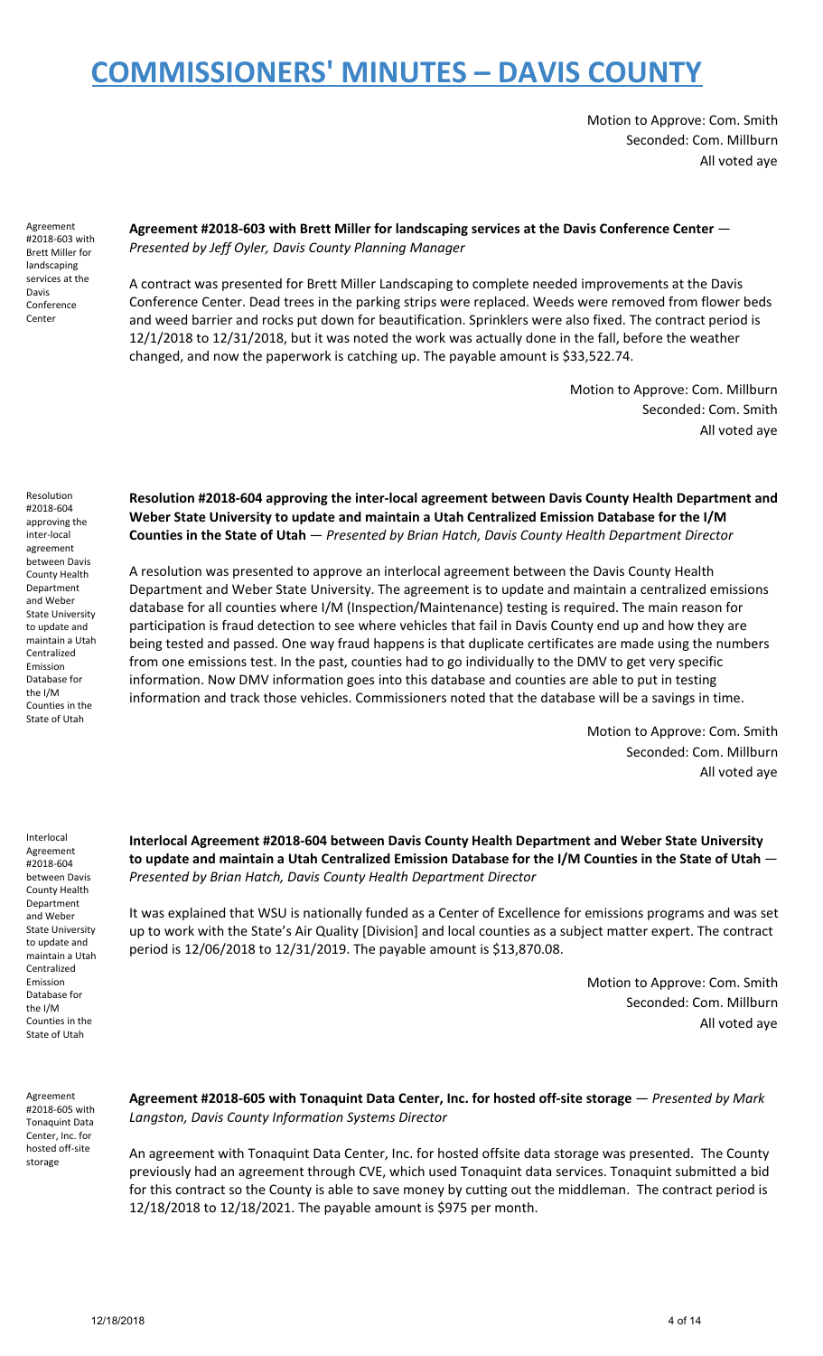# COMMISSIONERS' MINUTES – DAVIS COUNTY

Motion to Approve: Com. Smith
Seconded: Com. Millburn
All voted aye

Agreement #2018-603 with Brett Miller for landscaping services at the Davis Conference Center

**Agreement #2018-603 with Brett Miller for landscaping services at the Davis Conference Center** — *Presented by Jeff Oyler, Davis County Planning Manager*

A contract was presented for Brett Miller Landscaping to complete needed improvements at the Davis Conference Center. Dead trees in the parking strips were replaced. Weeds were removed from flower beds and weed barrier and rocks put down for beautification. Sprinklers were also fixed. The contract period is 12/1/2018 to 12/31/2018, but it was noted the work was actually done in the fall, before the weather changed, and now the paperwork is catching up. The payable amount is $33,522.74.

Motion to Approve: Com. Millburn
Seconded: Com. Smith
All voted aye

Resolution #2018-604 approving the inter-local agreement between Davis County Health Department and Weber State University to update and maintain a Utah Centralized Emission Database for the I/M Counties in the State of Utah

**Resolution #2018-604 approving the inter-local agreement between Davis County Health Department and Weber State University to update and maintain a Utah Centralized Emission Database for the I/M Counties in the State of Utah** — *Presented by Brian Hatch, Davis County Health Department Director*

A resolution was presented to approve an interlocal agreement between the Davis County Health Department and Weber State University. The agreement is to update and maintain a centralized emissions database for all counties where I/M (Inspection/Maintenance) testing is required. The main reason for participation is fraud detection to see where vehicles that fail in Davis County end up and how they are being tested and passed. One way fraud happens is that duplicate certificates are made using the numbers from one emissions test. In the past, counties had to go individually to the DMV to get very specific information. Now DMV information goes into this database and counties are able to put in testing information and track those vehicles. Commissioners noted that the database will be a savings in time.

Motion to Approve: Com. Smith
Seconded: Com. Millburn
All voted aye

Interlocal Agreement #2018-604 between Davis County Health Department and Weber State University to update and maintain a Utah Centralized Emission Database for the I/M Counties in the State of Utah

**Interlocal Agreement #2018-604 between Davis County Health Department and Weber State University to update and maintain a Utah Centralized Emission Database for the I/M Counties in the State of Utah** — *Presented by Brian Hatch, Davis County Health Department Director*

It was explained that WSU is nationally funded as a Center of Excellence for emissions programs and was set up to work with the State's Air Quality [Division] and local counties as a subject matter expert. The contract period is 12/06/2018 to 12/31/2019. The payable amount is $13,870.08.

Motion to Approve: Com. Smith
Seconded: Com. Millburn
All voted aye

Agreement #2018-605 with Tonaquint Data Center, Inc. for hosted off-site storage

**Agreement #2018-605 with Tonaquint Data Center, Inc. for hosted off-site storage** — *Presented by Mark Langston, Davis County Information Systems Director*

An agreement with Tonaquint Data Center, Inc. for hosted offsite data storage was presented. The County previously had an agreement through CVE, which used Tonaquint data services. Tonaquint submitted a bid for this contract so the County is able to save money by cutting out the middleman. The contract period is 12/18/2018 to 12/18/2021. The payable amount is $975 per month.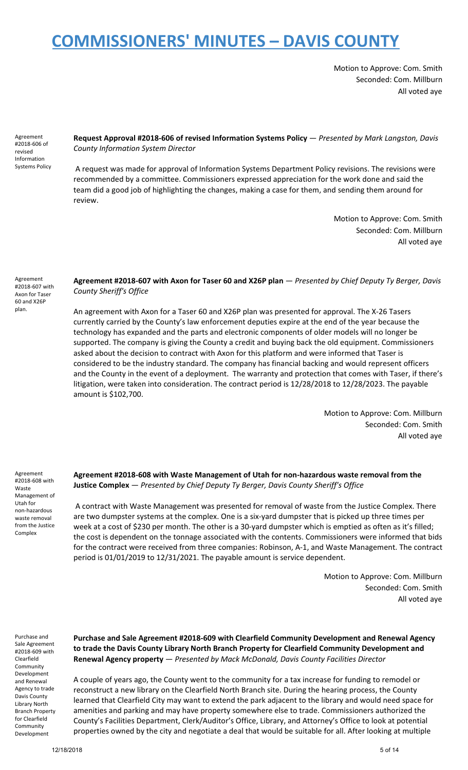Motion to Approve: Com. Smith
Seconded: Com. Millburn
All voted aye

Agreement #2018-606 of revised Information Systems Policy

**Request Approval #2018-606 of revised Information Systems Policy** — *Presented by Mark Langston, Davis County Information System Director*

A request was made for approval of Information Systems Department Policy revisions. The revisions were recommended by a committee. Commissioners expressed appreciation for the work done and said the team did a good job of highlighting the changes, making a case for them, and sending them around for review.

Motion to Approve: Com. Smith
Seconded: Com. Millburn
All voted aye

Agreement #2018-607 with Axon for Taser 60 and X26P plan.

**Agreement #2018-607 with Axon for Taser 60 and X26P plan** — *Presented by Chief Deputy Ty Berger, Davis County Sheriff's Office*

An agreement with Axon for a Taser 60 and X26P plan was presented for approval. The X-26 Tasers currently carried by the County's law enforcement deputies expire at the end of the year because the technology has expanded and the parts and electronic components of older models will no longer be supported. The company is giving the County a credit and buying back the old equipment. Commissioners asked about the decision to contract with Axon for this platform and were informed that Taser is considered to be the industry standard. The company has financial backing and would represent officers and the County in the event of a deployment. The warranty and protection that comes with Taser, if there's litigation, were taken into consideration. The contract period is 12/28/2018 to 12/28/2023. The payable amount is $102,700.

Motion to Approve: Com. Millburn
Seconded: Com. Smith
All voted aye

Agreement #2018-608 with Waste Management of Utah for non-hazardous waste removal from the Justice Complex

**Agreement #2018-608 with Waste Management of Utah for non-hazardous waste removal from the Justice Complex** — *Presented by Chief Deputy Ty Berger, Davis County Sheriff's Office*

A contract with Waste Management was presented for removal of waste from the Justice Complex. There are two dumpster systems at the complex. One is a six-yard dumpster that is picked up three times per week at a cost of $230 per month. The other is a 30-yard dumpster which is emptied as often as it's filled; the cost is dependent on the tonnage associated with the contents. Commissioners were informed that bids for the contract were received from three companies: Robinson, A-1, and Waste Management. The contract period is 01/01/2019 to 12/31/2021. The payable amount is service dependent.

Motion to Approve: Com. Millburn
Seconded: Com. Smith
All voted aye

Purchase and Sale Agreement #2018-609 with Clearfield Community Development and Renewal Agency to trade Davis County Library North Branch Property for Clearfield Community Development

**Purchase and Sale Agreement #2018-609 with Clearfield Community Development and Renewal Agency to trade the Davis County Library North Branch Property for Clearfield Community Development and Renewal Agency property** — *Presented by Mack McDonald, Davis County Facilities Director*

A couple of years ago, the County went to the community for a tax increase for funding to remodel or reconstruct a new library on the Clearfield North Branch site. During the hearing process, the County learned that Clearfield City may want to extend the park adjacent to the library and would need space for amenities and parking and may have property somewhere else to trade. Commissioners authorized the County's Facilities Department, Clerk/Auditor's Office, Library, and Attorney's Office to look at potential properties owned by the city and negotiate a deal that would be suitable for all. After looking at multiple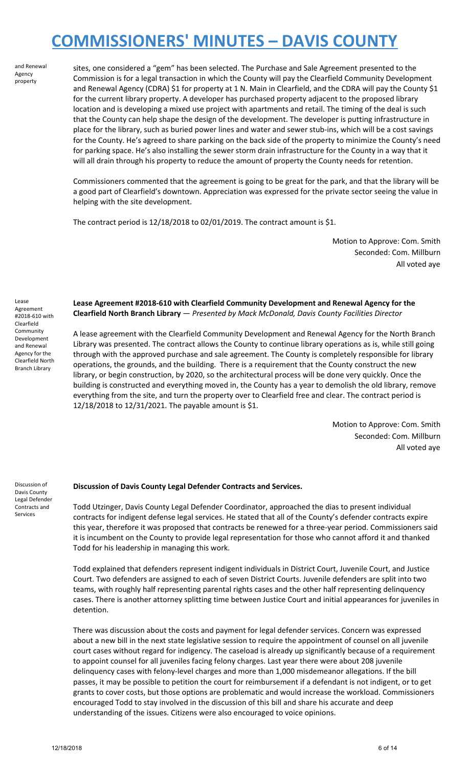and Renewal Agency property

sites, one considered a "gem" has been selected. The Purchase and Sale Agreement presented to the Commission is for a legal transaction in which the County will pay the Clearfield Community Development and Renewal Agency (CDRA) $1 for property at 1 N. Main in Clearfield, and the CDRA will pay the County $1 for the current library property. A developer has purchased property adjacent to the proposed library location and is developing a mixed use project with apartments and retail. The timing of the deal is such that the County can help shape the design of the development. The developer is putting infrastructure in place for the library, such as buried power lines and water and sewer stub-ins, which will be a cost savings for the County. He's agreed to share parking on the back side of the property to minimize the County's need for parking space. He's also installing the sewer storm drain infrastructure for the County in a way that it will all drain through his property to reduce the amount of property the County needs for retention.

Commissioners commented that the agreement is going to be great for the park, and that the library will be a good part of Clearfield's downtown. Appreciation was expressed for the private sector seeing the value in helping with the site development.

The contract period is 12/18/2018 to 02/01/2019. The contract amount is $1.

Motion to Approve: Com. Smith
Seconded: Com. Millburn
All voted aye

Lease Agreement #2018-610 with Clearfield Community Development and Renewal Agency for the Clearfield North Branch Library

**Lease Agreement #2018-610 with Clearfield Community Development and Renewal Agency for the Clearfield North Branch Library** — *Presented by Mack McDonald, Davis County Facilities Director*

A lease agreement with the Clearfield Community Development and Renewal Agency for the North Branch Library was presented. The contract allows the County to continue library operations as is, while still going through with the approved purchase and sale agreement. The County is completely responsible for library operations, the grounds, and the building. There is a requirement that the County construct the new library, or begin construction, by 2020, so the architectural process will be done very quickly. Once the building is constructed and everything moved in, the County has a year to demolish the old library, remove everything from the site, and turn the property over to Clearfield free and clear. The contract period is 12/18/2018 to 12/31/2021. The payable amount is $1.

Motion to Approve: Com. Smith
Seconded: Com. Millburn
All voted aye

Discussion of Davis County Legal Defender Contracts and Services

**Discussion of Davis County Legal Defender Contracts and Services.**

Todd Utzinger, Davis County Legal Defender Coordinator, approached the dias to present individual contracts for indigent defense legal services. He stated that all of the County's defender contracts expire this year, therefore it was proposed that contracts be renewed for a three-year period. Commissioners said it is incumbent on the County to provide legal representation for those who cannot afford it and thanked Todd for his leadership in managing this work.

Todd explained that defenders represent indigent individuals in District Court, Juvenile Court, and Justice Court. Two defenders are assigned to each of seven District Courts. Juvenile defenders are split into two teams, with roughly half representing parental rights cases and the other half representing delinquency cases. There is another attorney splitting time between Justice Court and initial appearances for juveniles in detention.

There was discussion about the costs and payment for legal defender services. Concern was expressed about a new bill in the next state legislative session to require the appointment of counsel on all juvenile court cases without regard for indigency. The caseload is already up significantly because of a requirement to appoint counsel for all juveniles facing felony charges. Last year there were about 208 juvenile delinquency cases with felony-level charges and more than 1,000 misdemeanor allegations. If the bill passes, it may be possible to petition the court for reimbursement if a defendant is not indigent, or to get grants to cover costs, but those options are problematic and would increase the workload. Commissioners encouraged Todd to stay involved in the discussion of this bill and share his accurate and deep understanding of the issues. Citizens were also encouraged to voice opinions.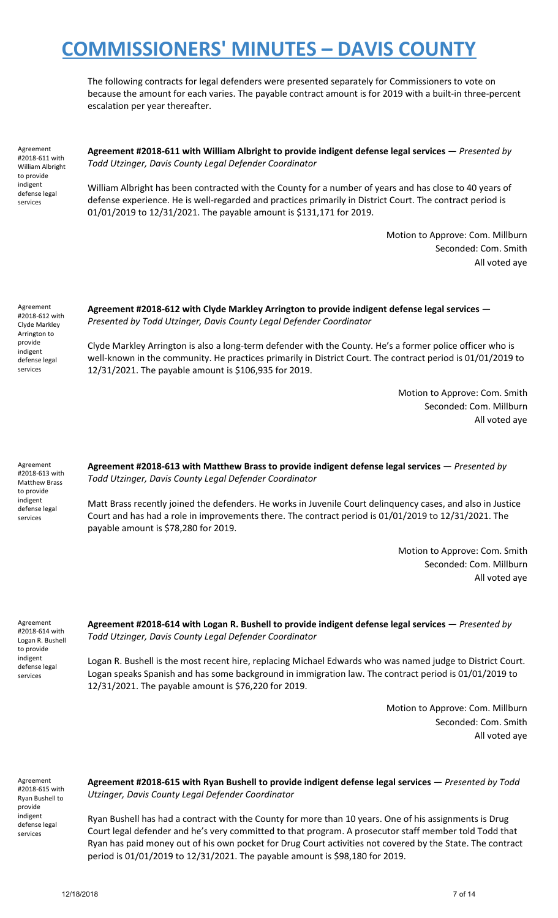The following contracts for legal defenders were presented separately for Commissioners to vote on because the amount for each varies. The payable contract amount is for 2019 with a built-in three-percent escalation per year thereafter.

Agreement #2018-611 with William Albright to provide indigent defense legal services

**Agreement #2018-611 with William Albright to provide indigent defense legal services** — *Presented by Todd Utzinger, Davis County Legal Defender Coordinator*

William Albright has been contracted with the County for a number of years and has close to 40 years of defense experience. He is well-regarded and practices primarily in District Court. The contract period is 01/01/2019 to 12/31/2021. The payable amount is $131,171 for 2019.

Motion to Approve: Com. Millburn
Seconded: Com. Smith
All voted aye

Agreement #2018-612 with Clyde Markley Arrington to provide indigent defense legal services

**Agreement #2018-612 with Clyde Markley Arrington to provide indigent defense legal services** — *Presented by Todd Utzinger, Davis County Legal Defender Coordinator*

Clyde Markley Arrington is also a long-term defender with the County. He's a former police officer who is well-known in the community. He practices primarily in District Court. The contract period is 01/01/2019 to 12/31/2021. The payable amount is $106,935 for 2019.

Motion to Approve: Com. Smith
Seconded: Com. Millburn
All voted aye

Agreement #2018-613 with Matthew Brass to provide indigent defense legal services

**Agreement #2018-613 with Matthew Brass to provide indigent defense legal services** — *Presented by Todd Utzinger, Davis County Legal Defender Coordinator*

Matt Brass recently joined the defenders. He works in Juvenile Court delinquency cases, and also in Justice Court and has had a role in improvements there. The contract period is 01/01/2019 to 12/31/2021. The payable amount is $78,280 for 2019.

Motion to Approve: Com. Smith
Seconded: Com. Millburn
All voted aye

Agreement #2018-614 with Logan R. Bushell to provide indigent defense legal services

**Agreement #2018-614 with Logan R. Bushell to provide indigent defense legal services** — *Presented by Todd Utzinger, Davis County Legal Defender Coordinator*

Logan R. Bushell is the most recent hire, replacing Michael Edwards who was named judge to District Court. Logan speaks Spanish and has some background in immigration law. The contract period is 01/01/2019 to 12/31/2021. The payable amount is $76,220 for 2019.

Motion to Approve: Com. Millburn
Seconded: Com. Smith
All voted aye

Agreement #2018-615 with Ryan Bushell to provide indigent defense legal services

**Agreement #2018-615 with Ryan Bushell to provide indigent defense legal services** — *Presented by Todd Utzinger, Davis County Legal Defender Coordinator*

Ryan Bushell has had a contract with the County for more than 10 years. One of his assignments is Drug Court legal defender and he's very committed to that program. A prosecutor staff member told Todd that Ryan has paid money out of his own pocket for Drug Court activities not covered by the State. The contract period is 01/01/2019 to 12/31/2021. The payable amount is $98,180 for 2019.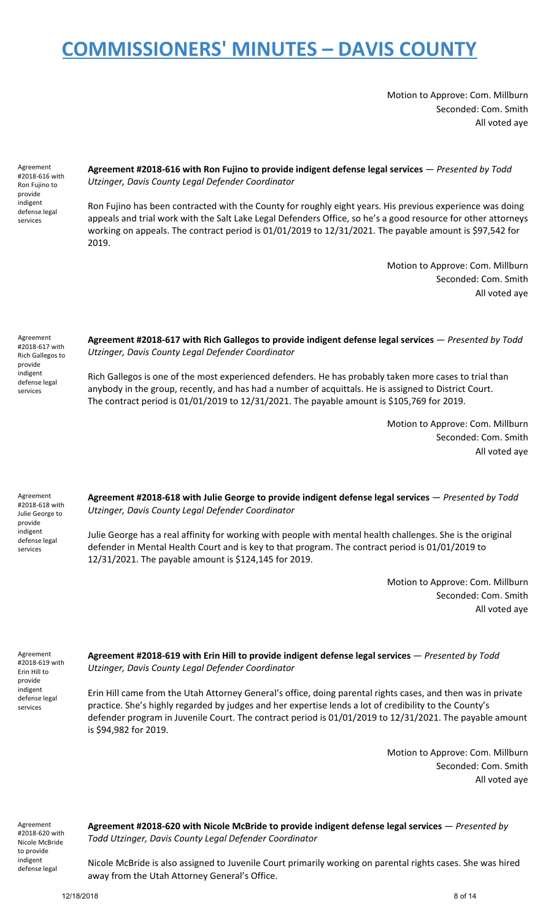# COMMISSIONERS' MINUTES – DAVIS COUNTY

Motion to Approve: Com. Millburn
Seconded: Com. Smith
All voted aye

Agreement #2018-616 with Ron Fujino to provide indigent defense legal services

**Agreement #2018-616 with Ron Fujino to provide indigent defense legal services** — *Presented by Todd Utzinger, Davis County Legal Defender Coordinator*

Ron Fujino has been contracted with the County for roughly eight years. His previous experience was doing appeals and trial work with the Salt Lake Legal Defenders Office, so he's a good resource for other attorneys working on appeals. The contract period is 01/01/2019 to 12/31/2021. The payable amount is $97,542 for 2019.

Motion to Approve: Com. Millburn
Seconded: Com. Smith
All voted aye

Agreement #2018-617 with Rich Gallegos to provide indigent defense legal services

**Agreement #2018-617 with Rich Gallegos to provide indigent defense legal services** — *Presented by Todd Utzinger, Davis County Legal Defender Coordinator*

Rich Gallegos is one of the most experienced defenders. He has probably taken more cases to trial than anybody in the group, recently, and has had a number of acquittals. He is assigned to District Court. The contract period is 01/01/2019 to 12/31/2021. The payable amount is $105,769 for 2019.

Motion to Approve: Com. Millburn
Seconded: Com. Smith
All voted aye

Agreement #2018-618 with Julie George to provide indigent defense legal services

**Agreement #2018-618 with Julie George to provide indigent defense legal services** — *Presented by Todd Utzinger, Davis County Legal Defender Coordinator*

Julie George has a real affinity for working with people with mental health challenges. She is the original defender in Mental Health Court and is key to that program. The contract period is 01/01/2019 to 12/31/2021. The payable amount is $124,145 for 2019.

Motion to Approve: Com. Millburn
Seconded: Com. Smith
All voted aye

Agreement #2018-619 with Erin Hill to provide indigent defense legal services

**Agreement #2018-619 with Erin Hill to provide indigent defense legal services** — *Presented by Todd Utzinger, Davis County Legal Defender Coordinator*

Erin Hill came from the Utah Attorney General's office, doing parental rights cases, and then was in private practice. She's highly regarded by judges and her expertise lends a lot of credibility to the County's defender program in Juvenile Court. The contract period is 01/01/2019 to 12/31/2021. The payable amount is $94,982 for 2019.

Motion to Approve: Com. Millburn
Seconded: Com. Smith
All voted aye

Agreement #2018-620 with Nicole McBride to provide indigent defense legal

**Agreement #2018-620 with Nicole McBride to provide indigent defense legal services** — *Presented by Todd Utzinger, Davis County Legal Defender Coordinator*

Nicole McBride is also assigned to Juvenile Court primarily working on parental rights cases. She was hired away from the Utah Attorney General's Office.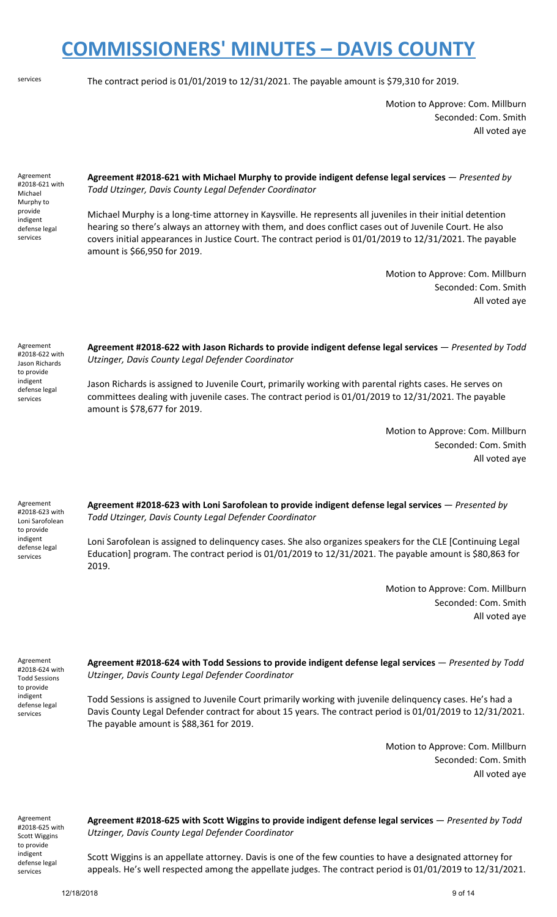services

The contract period is 01/01/2019 to 12/31/2021. The payable amount is $79,310 for 2019.

Motion to Approve: Com. Millburn
Seconded: Com. Smith
All voted aye

Agreement #2018-621 with Michael Murphy to provide indigent defense legal services

**Agreement #2018-621 with Michael Murphy to provide indigent defense legal services** — *Presented by Todd Utzinger, Davis County Legal Defender Coordinator*

Michael Murphy is a long-time attorney in Kaysville. He represents all juveniles in their initial detention hearing so there's always an attorney with them, and does conflict cases out of Juvenile Court. He also covers initial appearances in Justice Court. The contract period is 01/01/2019 to 12/31/2021. The payable amount is $66,950 for 2019.

Motion to Approve: Com. Millburn
Seconded: Com. Smith
All voted aye

Agreement #2018-622 with Jason Richards to provide indigent defense legal services

**Agreement #2018-622 with Jason Richards to provide indigent defense legal services** — *Presented by Todd Utzinger, Davis County Legal Defender Coordinator*

Jason Richards is assigned to Juvenile Court, primarily working with parental rights cases. He serves on committees dealing with juvenile cases. The contract period is 01/01/2019 to 12/31/2021. The payable amount is $78,677 for 2019.

Motion to Approve: Com. Millburn
Seconded: Com. Smith
All voted aye

Agreement #2018-623 with Loni Sarofolean to provide indigent defense legal services

**Agreement #2018-623 with Loni Sarofolean to provide indigent defense legal services** — *Presented by Todd Utzinger, Davis County Legal Defender Coordinator*

Loni Sarofolean is assigned to delinquency cases. She also organizes speakers for the CLE [Continuing Legal Education] program. The contract period is 01/01/2019 to 12/31/2021. The payable amount is $80,863 for 2019.

Motion to Approve: Com. Millburn
Seconded: Com. Smith
All voted aye

Agreement #2018-624 with Todd Sessions to provide indigent defense legal services

**Agreement #2018-624 with Todd Sessions to provide indigent defense legal services** — *Presented by Todd Utzinger, Davis County Legal Defender Coordinator*

Todd Sessions is assigned to Juvenile Court primarily working with juvenile delinquency cases. He's had a Davis County Legal Defender contract for about 15 years. The contract period is 01/01/2019 to 12/31/2021. The payable amount is $88,361 for 2019.

Motion to Approve: Com. Millburn
Seconded: Com. Smith
All voted aye

Agreement #2018-625 with Scott Wiggins to provide indigent defense legal services

**Agreement #2018-625 with Scott Wiggins to provide indigent defense legal services** — *Presented by Todd Utzinger, Davis County Legal Defender Coordinator*

Scott Wiggins is an appellate attorney. Davis is one of the few counties to have a designated attorney for appeals. He's well respected among the appellate judges. The contract period is 01/01/2019 to 12/31/2021.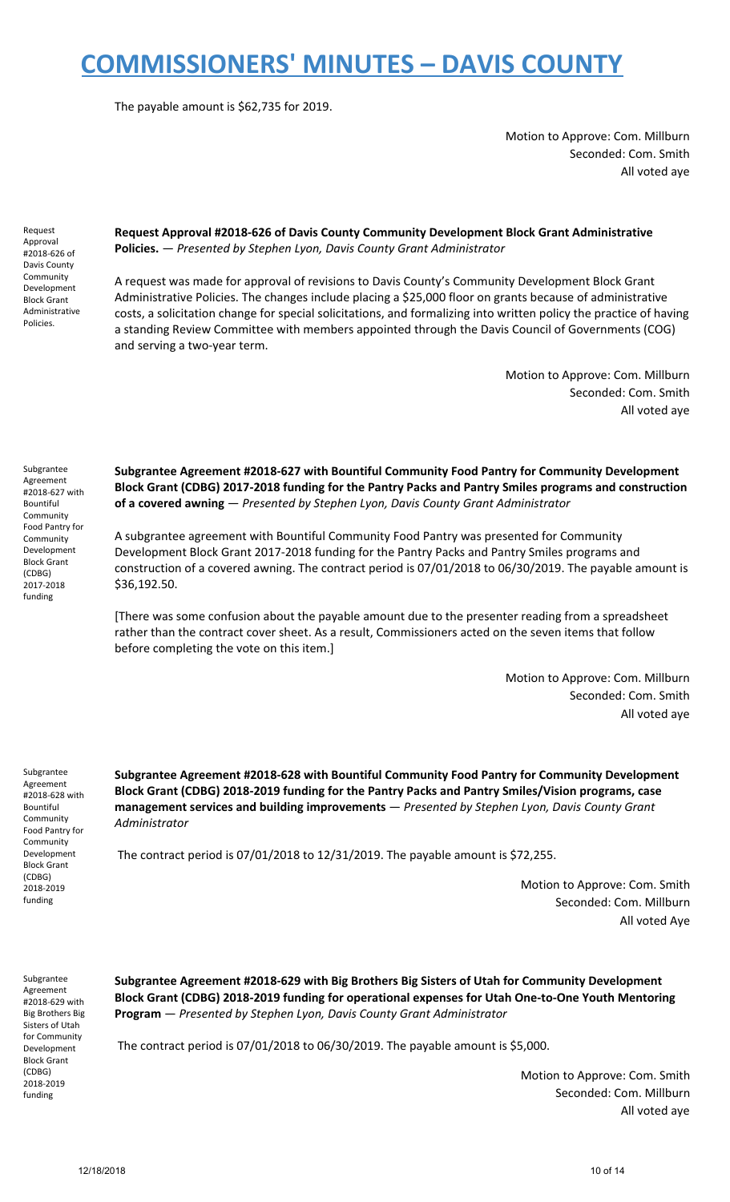The payable amount is $62,735 for 2019.

Motion to Approve: Com. Millburn
Seconded: Com. Smith
All voted aye

Request Approval #2018-626 of Davis County Community Development Block Grant Administrative Policies.

**Request Approval #2018-626 of Davis County Community Development Block Grant Administrative Policies.** — *Presented by Stephen Lyon, Davis County Grant Administrator*

A request was made for approval of revisions to Davis County's Community Development Block Grant Administrative Policies. The changes include placing a $25,000 floor on grants because of administrative costs, a solicitation change for special solicitations, and formalizing into written policy the practice of having a standing Review Committee with members appointed through the Davis Council of Governments (COG) and serving a two-year term.

Motion to Approve: Com. Millburn
Seconded: Com. Smith
All voted aye

Subgrantee Agreement #2018-627 with Bountiful Community Food Pantry for Community Development Block Grant (CDBG) 2017-2018 funding

**Subgrantee Agreement #2018-627 with Bountiful Community Food Pantry for Community Development Block Grant (CDBG) 2017-2018 funding for the Pantry Packs and Pantry Smiles programs and construction of a covered awning** — *Presented by Stephen Lyon, Davis County Grant Administrator*

A subgrantee agreement with Bountiful Community Food Pantry was presented for Community Development Block Grant 2017-2018 funding for the Pantry Packs and Pantry Smiles programs and construction of a covered awning. The contract period is 07/01/2018 to 06/30/2019. The payable amount is $36,192.50.

[There was some confusion about the payable amount due to the presenter reading from a spreadsheet rather than the contract cover sheet. As a result, Commissioners acted on the seven items that follow before completing the vote on this item.]

Motion to Approve: Com. Millburn
Seconded: Com. Smith
All voted aye

Subgrantee Agreement #2018-628 with Bountiful Community Food Pantry for Community Development Block Grant (CDBG) 2018-2019 funding

**Subgrantee Agreement #2018-628 with Bountiful Community Food Pantry for Community Development Block Grant (CDBG) 2018-2019 funding for the Pantry Packs and Pantry Smiles/Vision programs, case management services and building improvements** — *Presented by Stephen Lyon, Davis County Grant Administrator*

The contract period is 07/01/2018 to 12/31/2019. The payable amount is $72,255.

Motion to Approve: Com. Smith
Seconded: Com. Millburn
All voted Aye

Subgrantee Agreement #2018-629 with Big Brothers Big Sisters of Utah for Community Development Block Grant (CDBG) 2018-2019 funding

**Subgrantee Agreement #2018-629 with Big Brothers Big Sisters of Utah for Community Development Block Grant (CDBG) 2018-2019 funding for operational expenses for Utah One-to-One Youth Mentoring Program** — *Presented by Stephen Lyon, Davis County Grant Administrator*

The contract period is 07/01/2018 to 06/30/2019. The payable amount is $5,000.

Motion to Approve: Com. Smith
Seconded: Com. Millburn
All voted aye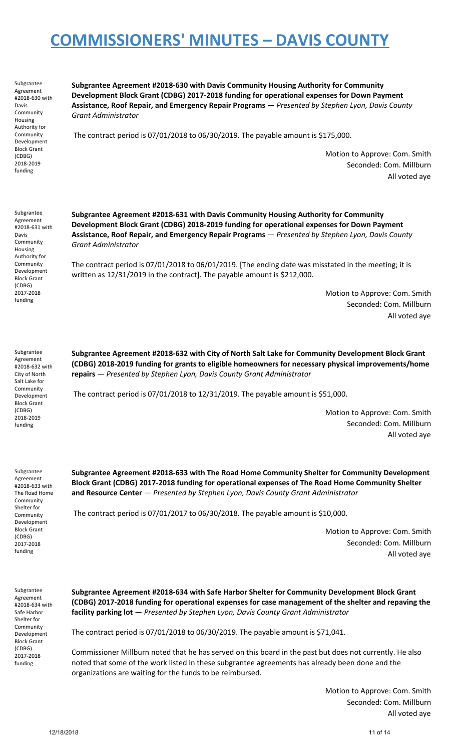# COMMISSIONERS' MINUTES – DAVIS COUNTY

Subgrantee Agreement #2018-630 with Davis Community Housing Authority for Community Development Block Grant (CDBG) 2018-2019 funding

**Subgrantee Agreement #2018-630 with Davis Community Housing Authority for Community Development Block Grant (CDBG) 2017-2018 funding for operational expenses for Down Payment Assistance, Roof Repair, and Emergency Repair Programs** — *Presented by Stephen Lyon, Davis County Grant Administrator*

The contract period is 07/01/2018 to 06/30/2019. The payable amount is $175,000.

Motion to Approve: Com. Smith
Seconded: Com. Millburn
All voted aye

Subgrantee Agreement #2018-631 with Davis Community Housing Authority for Community Development Block Grant (CDBG) 2017-2018 funding

**Subgrantee Agreement #2018-631 with Davis Community Housing Authority for Community Development Block Grant (CDBG) 2018-2019 funding for operational expenses for Down Payment Assistance, Roof Repair, and Emergency Repair Programs** — *Presented by Stephen Lyon, Davis County Grant Administrator*

The contract period is 07/01/2018 to 06/01/2019. [The ending date was misstated in the meeting; it is written as 12/31/2019 in the contract]. The payable amount is $212,000.

Motion to Approve: Com. Smith
Seconded: Com. Millburn
All voted aye

Subgrantee Agreement #2018-632 with City of North Salt Lake for Community Development Block Grant (CDBG) 2018-2019 funding

**Subgrantee Agreement #2018-632 with City of North Salt Lake for Community Development Block Grant (CDBG) 2018-2019 funding for grants to eligible homeowners for necessary physical improvements/home repairs** — *Presented by Stephen Lyon, Davis County Grant Administrator*

The contract period is 07/01/2018 to 12/31/2019. The payable amount is $51,000.

Motion to Approve: Com. Smith
Seconded: Com. Millburn
All voted aye

Subgrantee Agreement #2018-633 with The Road Home Community Shelter for Community Development Block Grant (CDBG) 2017-2018 funding

**Subgrantee Agreement #2018-633 with The Road Home Community Shelter for Community Development Block Grant (CDBG) 2017-2018 funding for operational expenses of The Road Home Community Shelter and Resource Center** — *Presented by Stephen Lyon, Davis County Grant Administrator*

The contract period is 07/01/2017 to 06/30/2018. The payable amount is $10,000.

Motion to Approve: Com. Smith
Seconded: Com. Millburn
All voted aye

Subgrantee Agreement #2018-634 with Safe Harbor Shelter for Community Development Block Grant (CDBG) 2017-2018 funding

**Subgrantee Agreement #2018-634 with Safe Harbor Shelter for Community Development Block Grant (CDBG) 2017-2018 funding for operational expenses for case management of the shelter and repaving the facility parking lot** — *Presented by Stephen Lyon, Davis County Grant Administrator*

The contract period is 07/01/2018 to 06/30/2019. The payable amount is $71,041.

Commissioner Millburn noted that he has served on this board in the past but does not currently. He also noted that some of the work listed in these subgrantee agreements has already been done and the organizations are waiting for the funds to be reimbursed.

Motion to Approve: Com. Smith
Seconded: Com. Millburn
All voted aye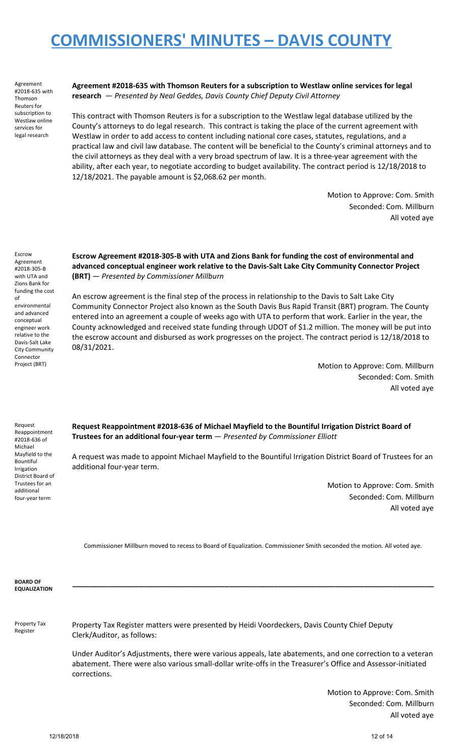# COMMISSIONERS' MINUTES – DAVIS COUNTY

Agreement #2018-635 with Thomson Reuters for subscription to Westlaw online services for legal research

**Agreement #2018-635 with Thomson Reuters for a subscription to Westlaw online services for legal research** — *Presented by Neal Geddes, Davis County Chief Deputy Civil Attorney*

This contract with Thomson Reuters is for a subscription to the Westlaw legal database utilized by the County's attorneys to do legal research. This contract is taking the place of the current agreement with Westlaw in order to add access to content including national core cases, statutes, regulations, and a practical law and civil law database. The content will be beneficial to the County's criminal attorneys and to the civil attorneys as they deal with a very broad spectrum of law. It is a three-year agreement with the ability, after each year, to negotiate according to budget availability. The contract period is 12/18/2018 to 12/18/2021. The payable amount is $2,068.62 per month.

Motion to Approve: Com. Smith
Seconded: Com. Millburn
All voted aye

Escrow Agreement #2018-305-B with UTA and Zions Bank for funding the cost of environmental and advanced conceptual engineer work relative to the Davis-Salt Lake City Community Connector Project (BRT)

**Escrow Agreement #2018-305-B with UTA and Zions Bank for funding the cost of environmental and advanced conceptual engineer work relative to the Davis-Salt Lake City Community Connector Project (BRT)** — *Presented by Commissioner Millburn*

An escrow agreement is the final step of the process in relationship to the Davis to Salt Lake City Community Connector Project also known as the South Davis Bus Rapid Transit (BRT) program. The County entered into an agreement a couple of weeks ago with UTA to perform that work. Earlier in the year, the County acknowledged and received state funding through UDOT of $1.2 million. The money will be put into the escrow account and disbursed as work progresses on the project. The contract period is 12/18/2018 to 08/31/2021.

Motion to Approve: Com. Millburn
Seconded: Com. Smith
All voted aye

Request Reappointment #2018-636 of Michael Mayfield to the Bountiful Irrigation District Board of Trustees for an additional four-year term

**Request Reappointment #2018-636 of Michael Mayfield to the Bountiful Irrigation District Board of Trustees for an additional four-year term** — *Presented by Commissioner Elliott*

A request was made to appoint Michael Mayfield to the Bountiful Irrigation District Board of Trustees for an additional four-year term.

Motion to Approve: Com. Smith
Seconded: Com. Millburn
All voted aye

Commissioner Millburn moved to recess to Board of Equalization. Commissioner Smith seconded the motion. All voted aye.

**BOARD OF EQUALIZATION**

---

Property Tax Register

Property Tax Register matters were presented by Heidi Voordeckers, Davis County Chief Deputy Clerk/Auditor, as follows:

Under Auditor's Adjustments, there were various appeals, late abatements, and one correction to a veteran abatement. There were also various small-dollar write-offs in the Treasurer's Office and Assessor-initiated corrections.

Motion to Approve: Com. Smith
Seconded: Com. Millburn
All voted aye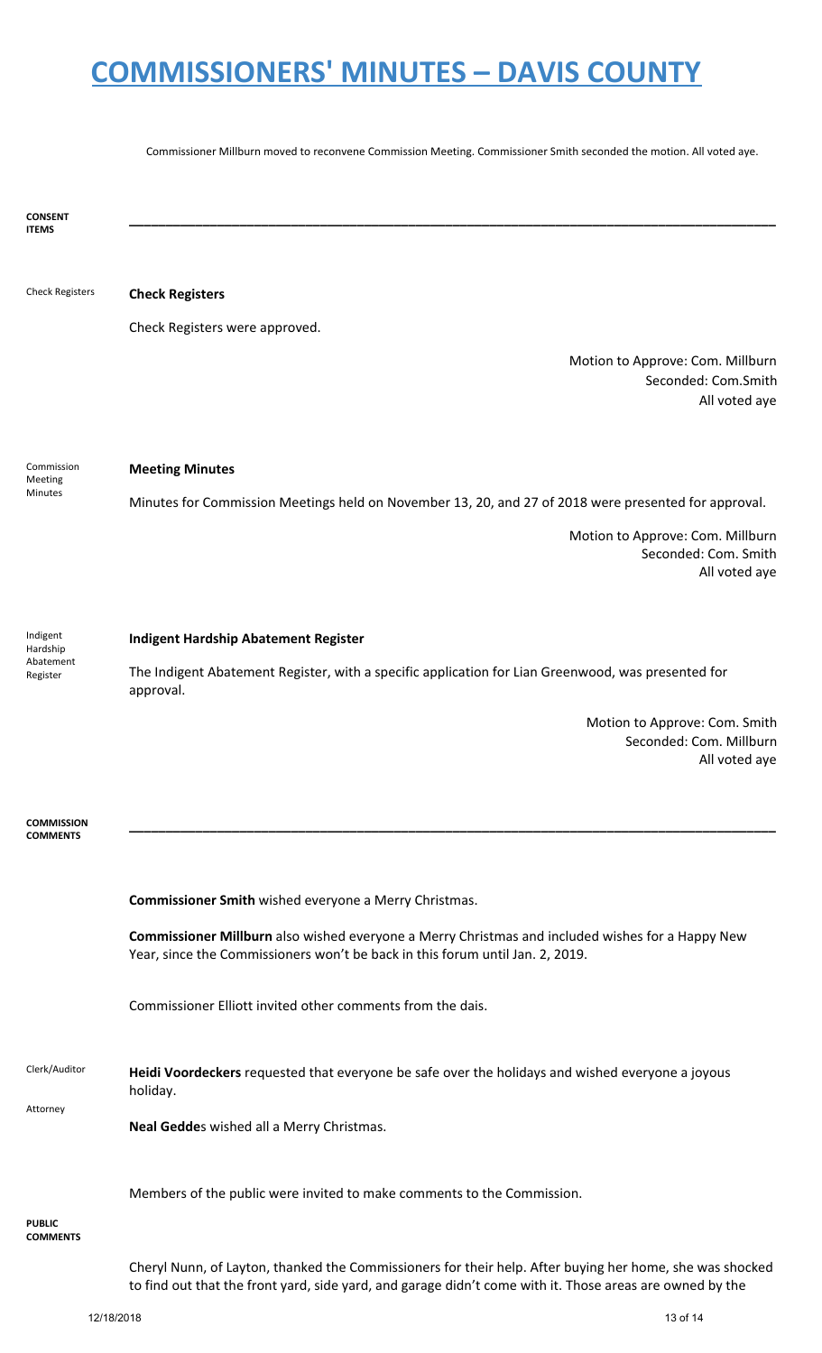# COMMISSIONERS' MINUTES – DAVIS COUNTY

Commissioner Millburn moved to reconvene Commission Meeting. Commissioner Smith seconded the motion. All voted aye.

**CONSENT ITEMS**

---

Check Registers

**Check Registers**

Check Registers were approved.

Motion to Approve: Com. Millburn
Seconded: Com.Smith
All voted aye

Commission Meeting Minutes

**Meeting Minutes**

Minutes for Commission Meetings held on November 13, 20, and 27 of 2018 were presented for approval.

Motion to Approve: Com. Millburn
Seconded: Com. Smith
All voted aye

Indigent Hardship Abatement Register

**Indigent Hardship Abatement Register**

The Indigent Abatement Register, with a specific application for Lian Greenwood, was presented for approval.

Motion to Approve: Com. Smith
Seconded: Com. Millburn
All voted aye

**COMMISSION COMMENTS**

---

**Commissioner Smith** wished everyone a Merry Christmas.

**Commissioner Millburn** also wished everyone a Merry Christmas and included wishes for a Happy New Year, since the Commissioners won't be back in this forum until Jan. 2, 2019.

Commissioner Elliott invited other comments from the dais.

Clerk/Auditor

**Heidi Voordeckers** requested that everyone be safe over the holidays and wished everyone a joyous holiday.

Attorney

**Neal Gedde**s wished all a Merry Christmas.

Members of the public were invited to make comments to the Commission.

**PUBLIC COMMENTS**

Cheryl Nunn, of Layton, thanked the Commissioners for their help. After buying her home, she was shocked to find out that the front yard, side yard, and garage didn't come with it. Those areas are owned by the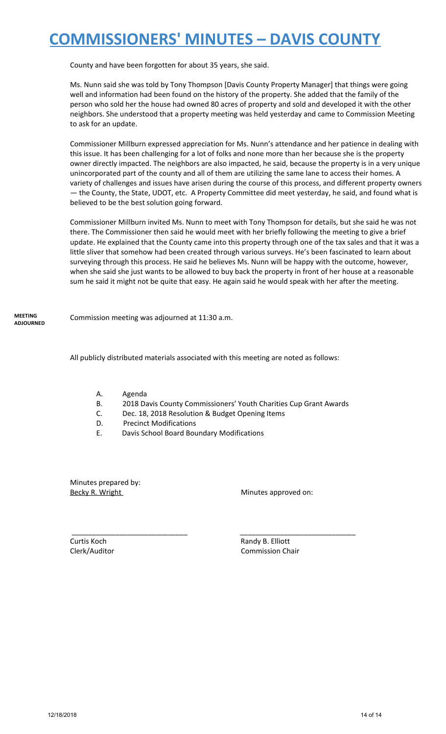County and have been forgotten for about 35 years, she said.

Ms. Nunn said she was told by Tony Thompson [Davis County Property Manager] that things were going well and information had been found on the history of the property. She added that the family of the person who sold her the house had owned 80 acres of property and sold and developed it with the other neighbors. She understood that a property meeting was held yesterday and came to Commission Meeting to ask for an update.

Commissioner Millburn expressed appreciation for Ms. Nunn's attendance and her patience in dealing with this issue. It has been challenging for a lot of folks and none more than her because she is the property owner directly impacted. The neighbors are also impacted, he said, because the property is in a very unique unincorporated part of the county and all of them are utilizing the same lane to access their homes. A variety of challenges and issues have arisen during the course of this process, and different property owners — the County, the State, UDOT, etc. A Property Committee did meet yesterday, he said, and found what is believed to be the best solution going forward.

Commissioner Millburn invited Ms. Nunn to meet with Tony Thompson for details, but she said he was not there. The Commissioner then said he would meet with her briefly following the meeting to give a brief update. He explained that the County came into this property through one of the tax sales and that it was a little sliver that somehow had been created through various surveys. He's been fascinated to learn about surveying through this process. He said he believes Ms. Nunn will be happy with the outcome, however, when she said she just wants to be allowed to buy back the property in front of her house at a reasonable sum he said it might not be quite that easy. He again said he would speak with her after the meeting.

**MEETING ADJOURNED**

Commission meeting was adjourned at 11:30 a.m.

All publicly distributed materials associated with this meeting are noted as follows:

A. Agenda
B. 2018 Davis County Commissioners' Youth Charities Cup Grant Awards
C. Dec. 18, 2018 Resolution & Budget Opening Items
D. Precinct Modifications
E. Davis School Board Boundary Modifications

Minutes prepared by:
Becky R. Wright

Minutes approved on:

______________________________

Curtis Koch
Clerk/Auditor

______________________________

Randy B. Elliott
Commission Chair